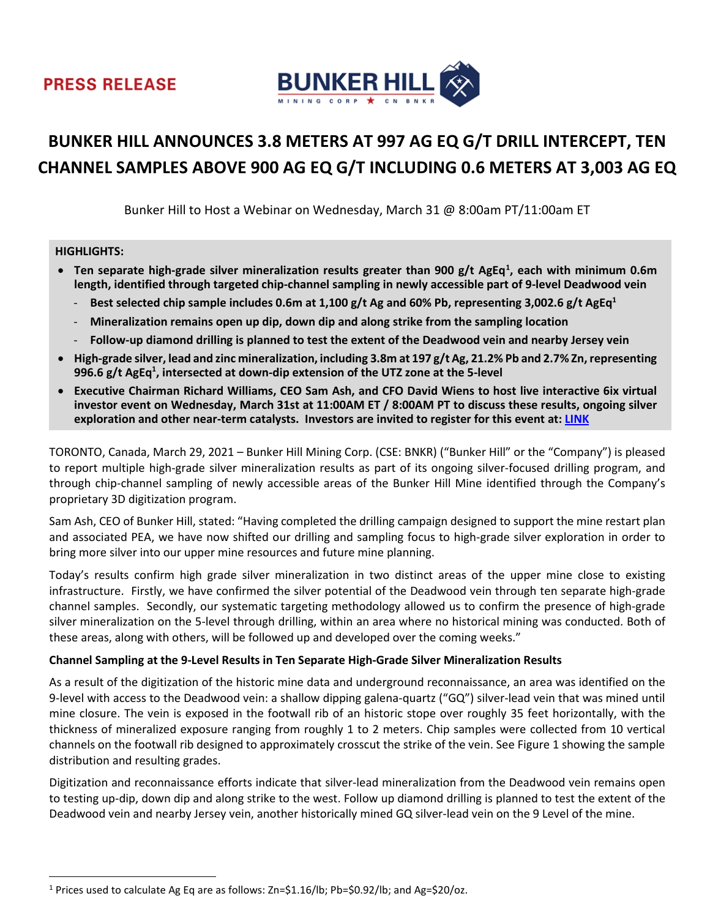PRESS RELEASE

BUNKER HILL MINING CORP ★ CN BNKR

# BUNKER HILL ANNOUNCES 3.8 METERS AT 997 AG EQ G/T DRILL INTERCEPT, TEN CHANNEL SAMPLES ABOVE 900 AG EQ G/T INCLUDING 0.6 METERS AT 3,003 AG EQ

Bunker Hill to Host a Webinar on Wednesday, March 31 @ 8:00am PT/11:00am ET

**HIGHLIGHTS:**

- **Ten separate high-grade silver mineralization results greater than 900 g/t AgEq[1], each with minimum 0.6m length, identified through targeted chip-channel sampling in newly accessible part of 9-level Deadwood vein**
  - **Best selected chip sample includes 0.6m at 1,100 g/t Ag and 60% Pb, representing 3,002.6 g/t AgEq[1]**
  - **Mineralization remains open up dip, down dip and along strike from the sampling location**
  - **Follow-up diamond drilling is planned to test the extent of the Deadwood vein and nearby Jersey vein**
- **High-grade silver, lead and zinc mineralization, including 3.8m at 197 g/t Ag, 21.2% Pb and 2.7% Zn, representing 996.6 g/t AgEq[1], intersected at down-dip extension of the UTZ zone at the 5-level**
- **Executive Chairman Richard Williams, CEO Sam Ash, and CFO David Wiens to host live interactive 6ix virtual investor event on Wednesday, March 31st at 11:00AM ET / 8:00AM PT to discuss these results, ongoing silver exploration and other near-term catalysts. Investors are invited to register for this event at: LINK**

TORONTO, Canada, March 29, 2021 – Bunker Hill Mining Corp. (CSE: BNKR) ("Bunker Hill" or the "Company") is pleased to report multiple high-grade silver mineralization results as part of its ongoing silver-focused drilling program, and through chip-channel sampling of newly accessible areas of the Bunker Hill Mine identified through the Company's proprietary 3D digitization program.

Sam Ash, CEO of Bunker Hill, stated: "Having completed the drilling campaign designed to support the mine restart plan and associated PEA, we have now shifted our drilling and sampling focus to high-grade silver exploration in order to bring more silver into our upper mine resources and future mine planning.

Today's results confirm high grade silver mineralization in two distinct areas of the upper mine close to existing infrastructure. Firstly, we have confirmed the silver potential of the Deadwood vein through ten separate high-grade channel samples. Secondly, our systematic targeting methodology allowed us to confirm the presence of high-grade silver mineralization on the 5-level through drilling, within an area where no historical mining was conducted. Both of these areas, along with others, will be followed up and developed over the coming weeks."

**Channel Sampling at the 9-Level Results in Ten Separate High-Grade Silver Mineralization Results**

As a result of the digitization of the historic mine data and underground reconnaissance, an area was identified on the 9-level with access to the Deadwood vein: a shallow dipping galena-quartz ("GQ") silver-lead vein that was mined until mine closure. The vein is exposed in the footwall rib of an historic stope over roughly 35 feet horizontally, with the thickness of mineralized exposure ranging from roughly 1 to 2 meters. Chip samples were collected from 10 vertical channels on the footwall rib designed to approximately crosscut the strike of the vein. See Figure 1 showing the sample distribution and resulting grades.

Digitization and reconnaissance efforts indicate that silver-lead mineralization from the Deadwood vein remains open to testing up-dip, down dip and along strike to the west. Follow up diamond drilling is planned to test the extent of the Deadwood vein and nearby Jersey vein, another historically mined GQ silver-lead vein on the 9 Level of the mine.

[1] Prices used to calculate Ag Eq are as follows: Zn=$1.16/lb; Pb=$0.92/lb; and Ag=$20/oz.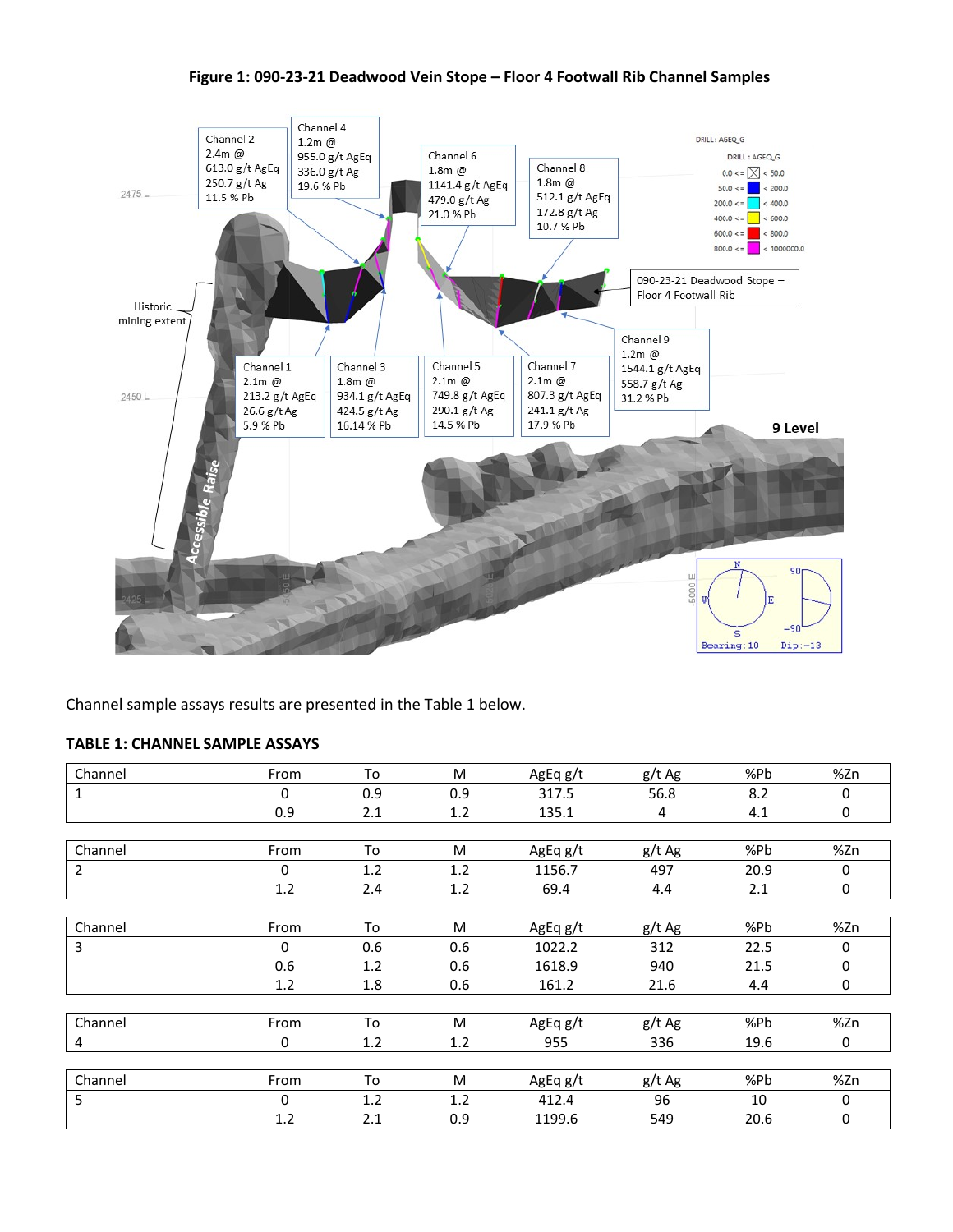**Figure 1: 090-23-21 Deadwood Vein Stope – Floor 4 Footwall Rib Channel Samples**

Channel sample assays results are presented in the Table 1 below.

### TABLE 1: CHANNEL SAMPLE ASSAYS

| Channel | From | To | M | AgEq g/t | g/t Ag | %Pb | %Zn |
|---|---|---|---|---|---|---|---|
| 1 | 0 | 0.9 | 0.9 | 317.5 | 56.8 | 8.2 | 0 |
| | 0.9 | 2.1 | 1.2 | 135.1 | 4 | 4.1 | 0 |

| Channel | From | To | M | AgEq g/t | g/t Ag | %Pb | %Zn |
|---|---|---|---|---|---|---|---|
| 2 | 0 | 1.2 | 1.2 | 1156.7 | 497 | 20.9 | 0 |
| | 1.2 | 2.4 | 1.2 | 69.4 | 4.4 | 2.1 | 0 |

| Channel | From | To | M | AgEq g/t | g/t Ag | %Pb | %Zn |
|---|---|---|---|---|---|---|---|
| 3 | 0 | 0.6 | 0.6 | 1022.2 | 312 | 22.5 | 0 |
| | 0.6 | 1.2 | 0.6 | 1618.9 | 940 | 21.5 | 0 |
| | 1.2 | 1.8 | 0.6 | 161.2 | 21.6 | 4.4 | 0 |

| Channel | From | To | M | AgEq g/t | g/t Ag | %Pb | %Zn |
|---|---|---|---|---|---|---|---|
| 4 | 0 | 1.2 | 1.2 | 955 | 336 | 19.6 | 0 |

| Channel | From | To | M | AgEq g/t | g/t Ag | %Pb | %Zn |
|---|---|---|---|---|---|---|---|
| 5 | 0 | 1.2 | 1.2 | 412.4 | 96 | 10 | 0 |
| | 1.2 | 2.1 | 0.9 | 1199.6 | 549 | 20.6 | 0 |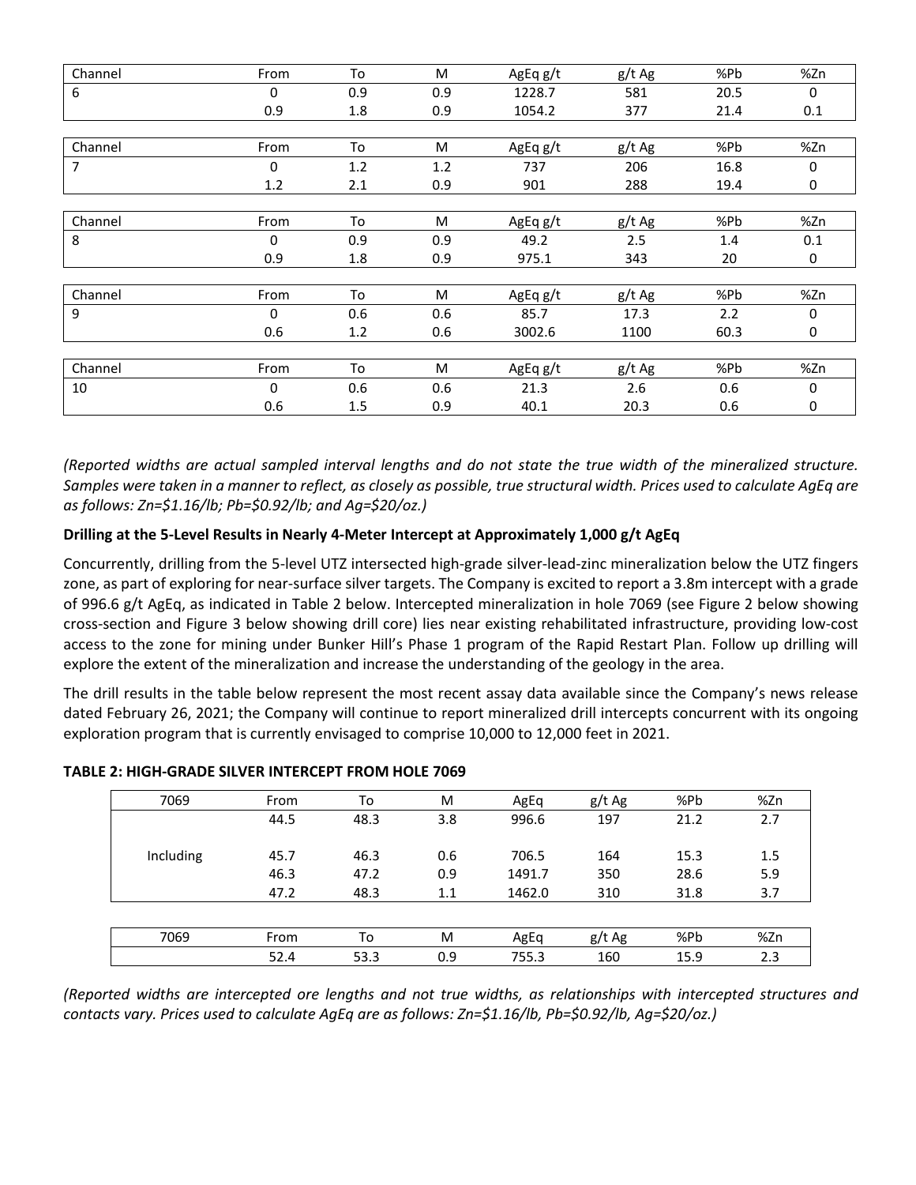| Channel | From | To | M | AgEq g/t | g/t Ag | %Pb | %Zn |
|---|---|---|---|---|---|---|---|
| 6 | 0 | 0.9 | 0.9 | 1228.7 | 581 | 20.5 | 0 |
| | 0.9 | 1.8 | 0.9 | 1054.2 | 377 | 21.4 | 0.1 |

| Channel | From | To | M | AgEq g/t | g/t Ag | %Pb | %Zn |
|---|---|---|---|---|---|---|---|
| 7 | 0 | 1.2 | 1.2 | 737 | 206 | 16.8 | 0 |
| | 1.2 | 2.1 | 0.9 | 901 | 288 | 19.4 | 0 |

| Channel | From | To | M | AgEq g/t | g/t Ag | %Pb | %Zn |
|---|---|---|---|---|---|---|---|
| 8 | 0 | 0.9 | 0.9 | 49.2 | 2.5 | 1.4 | 0.1 |
| | 0.9 | 1.8 | 0.9 | 975.1 | 343 | 20 | 0 |

| Channel | From | To | M | AgEq g/t | g/t Ag | %Pb | %Zn |
|---|---|---|---|---|---|---|---|
| 9 | 0 | 0.6 | 0.6 | 85.7 | 17.3 | 2.2 | 0 |
| | 0.6 | 1.2 | 0.6 | 3002.6 | 1100 | 60.3 | 0 |

| Channel | From | To | M | AgEq g/t | g/t Ag | %Pb | %Zn |
|---|---|---|---|---|---|---|---|
| 10 | 0 | 0.6 | 0.6 | 21.3 | 2.6 | 0.6 | 0 |
| | 0.6 | 1.5 | 0.9 | 40.1 | 20.3 | 0.6 | 0 |

*(Reported widths are actual sampled interval lengths and do not state the true width of the mineralized structure. Samples were taken in a manner to reflect, as closely as possible, true structural width. Prices used to calculate AgEq are as follows: Zn=$1.16/lb; Pb=$0.92/lb; and Ag=$20/oz.)*

**Drilling at the 5-Level Results in Nearly 4-Meter Intercept at Approximately 1,000 g/t AgEq**

Concurrently, drilling from the 5-level UTZ intersected high-grade silver-lead-zinc mineralization below the UTZ fingers zone, as part of exploring for near-surface silver targets. The Company is excited to report a 3.8m intercept with a grade of 996.6 g/t AgEq, as indicated in Table 2 below. Intercepted mineralization in hole 7069 (see Figure 2 below showing cross-section and Figure 3 below showing drill core) lies near existing rehabilitated infrastructure, providing low-cost access to the zone for mining under Bunker Hill's Phase 1 program of the Rapid Restart Plan. Follow up drilling will explore the extent of the mineralization and increase the understanding of the geology in the area.

The drill results in the table below represent the most recent assay data available since the Company's news release dated February 26, 2021; the Company will continue to report mineralized drill intercepts concurrent with its ongoing exploration program that is currently envisaged to comprise 10,000 to 12,000 feet in 2021.

**TABLE 2: HIGH-GRADE SILVER INTERCEPT FROM HOLE 7069**

| 7069 | From | To | M | AgEq | g/t Ag | %Pb | %Zn |
|---|---|---|---|---|---|---|---|
| | 44.5 | 48.3 | 3.8 | 996.6 | 197 | 21.2 | 2.7 |
| Including | 45.7 | 46.3 | 0.6 | 706.5 | 164 | 15.3 | 1.5 |
| | 46.3 | 47.2 | 0.9 | 1491.7 | 350 | 28.6 | 5.9 |
| | 47.2 | 48.3 | 1.1 | 1462.0 | 310 | 31.8 | 3.7 |

| 7069 | From | To | M | AgEq | g/t Ag | %Pb | %Zn |
|---|---|---|---|---|---|---|---|
| | 52.4 | 53.3 | 0.9 | 755.3 | 160 | 15.9 | 2.3 |

*(Reported widths are intercepted ore lengths and not true widths, as relationships with intercepted structures and contacts vary. Prices used to calculate AgEq are as follows: Zn=$1.16/lb, Pb=$0.92/lb, Ag=$20/oz.)*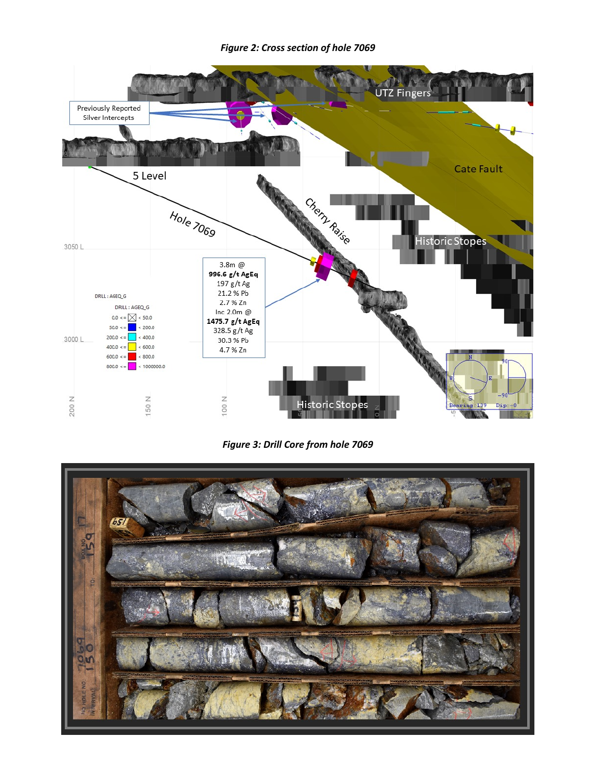*Figure 2: Cross section of hole 7069*

*Figure 3: Drill Core from hole 7069*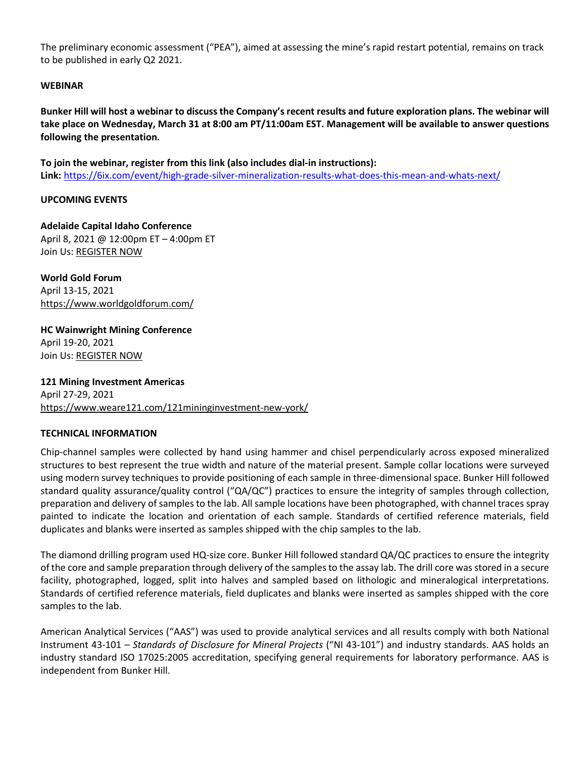The preliminary economic assessment ("PEA"), aimed at assessing the mine's rapid restart potential, remains on track to be published in early Q2 2021.

**WEBINAR**

**Bunker Hill will host a webinar to discuss the Company's recent results and future exploration plans. The webinar will take place on Wednesday, March 31 at 8:00 am PT/11:00am EST. Management will be available to answer questions following the presentation.**

**To join the webinar, register from this link (also includes dial-in instructions):**
**Link:** [https://6ix.com/event/high-grade-silver-mineralization-results-what-does-this-mean-and-whats-next/](https://6ix.com/event/high-grade-silver-mineralization-results-what-does-this-mean-and-whats-next/)

**UPCOMING EVENTS**

**Adelaide Capital Idaho Conference**
April 8, 2021 @ 12:00pm ET – 4:00pm ET
Join Us: REGISTER NOW

**World Gold Forum**
April 13-15, 2021
https://www.worldgoldforum.com/

**HC Wainwright Mining Conference**
April 19-20, 2021
Join Us: REGISTER NOW

**121 Mining Investment Americas**
April 27-29, 2021
https://www.weare121.com/121mininginvestment-new-york/

**TECHNICAL INFORMATION**

Chip-channel samples were collected by hand using hammer and chisel perpendicularly across exposed mineralized structures to best represent the true width and nature of the material present. Sample collar locations were surveyed using modern survey techniques to provide positioning of each sample in three-dimensional space. Bunker Hill followed standard quality assurance/quality control ("QA/QC") practices to ensure the integrity of samples through collection, preparation and delivery of samples to the lab. All sample locations have been photographed, with channel traces spray painted to indicate the location and orientation of each sample. Standards of certified reference materials, field duplicates and blanks were inserted as samples shipped with the chip samples to the lab.

The diamond drilling program used HQ-size core. Bunker Hill followed standard QA/QC practices to ensure the integrity of the core and sample preparation through delivery of the samples to the assay lab. The drill core was stored in a secure facility, photographed, logged, split into halves and sampled based on lithologic and mineralogical interpretations. Standards of certified reference materials, field duplicates and blanks were inserted as samples shipped with the core samples to the lab.

American Analytical Services ("AAS") was used to provide analytical services and all results comply with both National Instrument 43-101 – *Standards of Disclosure for Mineral Projects* ("NI 43-101") and industry standards. AAS holds an industry standard ISO 17025:2005 accreditation, specifying general requirements for laboratory performance. AAS is independent from Bunker Hill.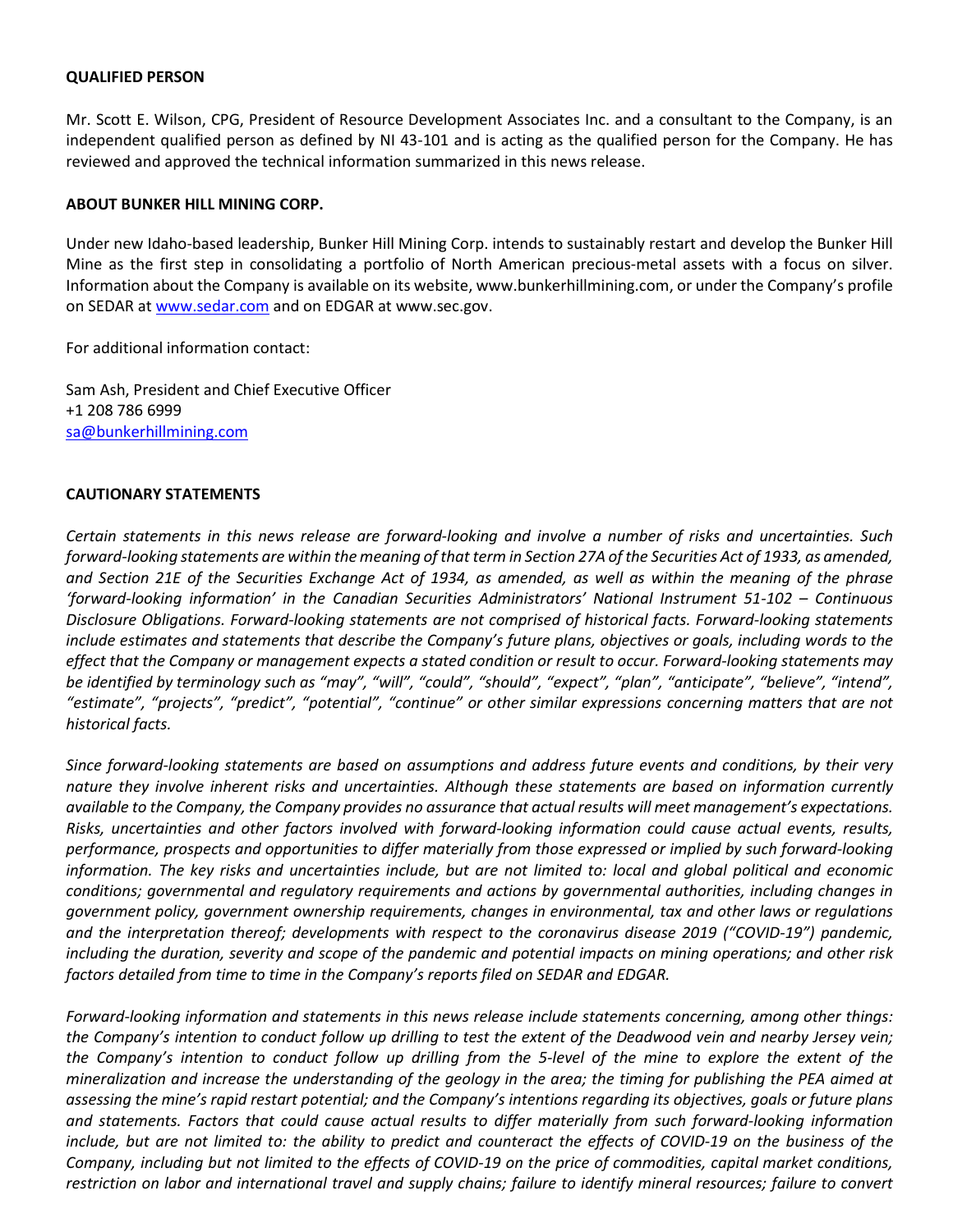**QUALIFIED PERSON**

Mr. Scott E. Wilson, CPG, President of Resource Development Associates Inc. and a consultant to the Company, is an independent qualified person as defined by NI 43-101 and is acting as the qualified person for the Company. He has reviewed and approved the technical information summarized in this news release.

**ABOUT BUNKER HILL MINING CORP.**

Under new Idaho-based leadership, Bunker Hill Mining Corp. intends to sustainably restart and develop the Bunker Hill Mine as the first step in consolidating a portfolio of North American precious-metal assets with a focus on silver. Information about the Company is available on its website, www.bunkerhillmining.com, or under the Company's profile on SEDAR at [www.sedar.com](www.sedar.com) and on EDGAR at www.sec.gov.

For additional information contact:

Sam Ash, President and Chief Executive Officer
+1 208 786 6999
[sa@bunkerhillmining.com](mailto:sa@bunkerhillmining.com)

**CAUTIONARY STATEMENTS**

*Certain statements in this news release are forward-looking and involve a number of risks and uncertainties. Such forward-looking statements are within the meaning of that term in Section 27A of the Securities Act of 1933, as amended, and Section 21E of the Securities Exchange Act of 1934, as amended, as well as within the meaning of the phrase 'forward-looking information' in the Canadian Securities Administrators' National Instrument 51-102 – Continuous Disclosure Obligations. Forward-looking statements are not comprised of historical facts. Forward-looking statements include estimates and statements that describe the Company's future plans, objectives or goals, including words to the effect that the Company or management expects a stated condition or result to occur. Forward-looking statements may be identified by terminology such as "may", "will", "could", "should", "expect", "plan", "anticipate", "believe", "intend", "estimate", "projects", "predict", "potential", "continue" or other similar expressions concerning matters that are not historical facts.*

*Since forward-looking statements are based on assumptions and address future events and conditions, by their very nature they involve inherent risks and uncertainties. Although these statements are based on information currently available to the Company, the Company provides no assurance that actual results will meet management's expectations. Risks, uncertainties and other factors involved with forward-looking information could cause actual events, results, performance, prospects and opportunities to differ materially from those expressed or implied by such forward-looking information. The key risks and uncertainties include, but are not limited to: local and global political and economic conditions; governmental and regulatory requirements and actions by governmental authorities, including changes in government policy, government ownership requirements, changes in environmental, tax and other laws or regulations and the interpretation thereof; developments with respect to the coronavirus disease 2019 ("COVID-19") pandemic, including the duration, severity and scope of the pandemic and potential impacts on mining operations; and other risk factors detailed from time to time in the Company's reports filed on SEDAR and EDGAR.*

*Forward-looking information and statements in this news release include statements concerning, among other things: the Company's intention to conduct follow up drilling to test the extent of the Deadwood vein and nearby Jersey vein; the Company's intention to conduct follow up drilling from the 5-level of the mine to explore the extent of the mineralization and increase the understanding of the geology in the area; the timing for publishing the PEA aimed at assessing the mine's rapid restart potential; and the Company's intentions regarding its objectives, goals or future plans and statements. Factors that could cause actual results to differ materially from such forward-looking information include, but are not limited to: the ability to predict and counteract the effects of COVID-19 on the business of the Company, including but not limited to the effects of COVID-19 on the price of commodities, capital market conditions, restriction on labor and international travel and supply chains; failure to identify mineral resources; failure to convert*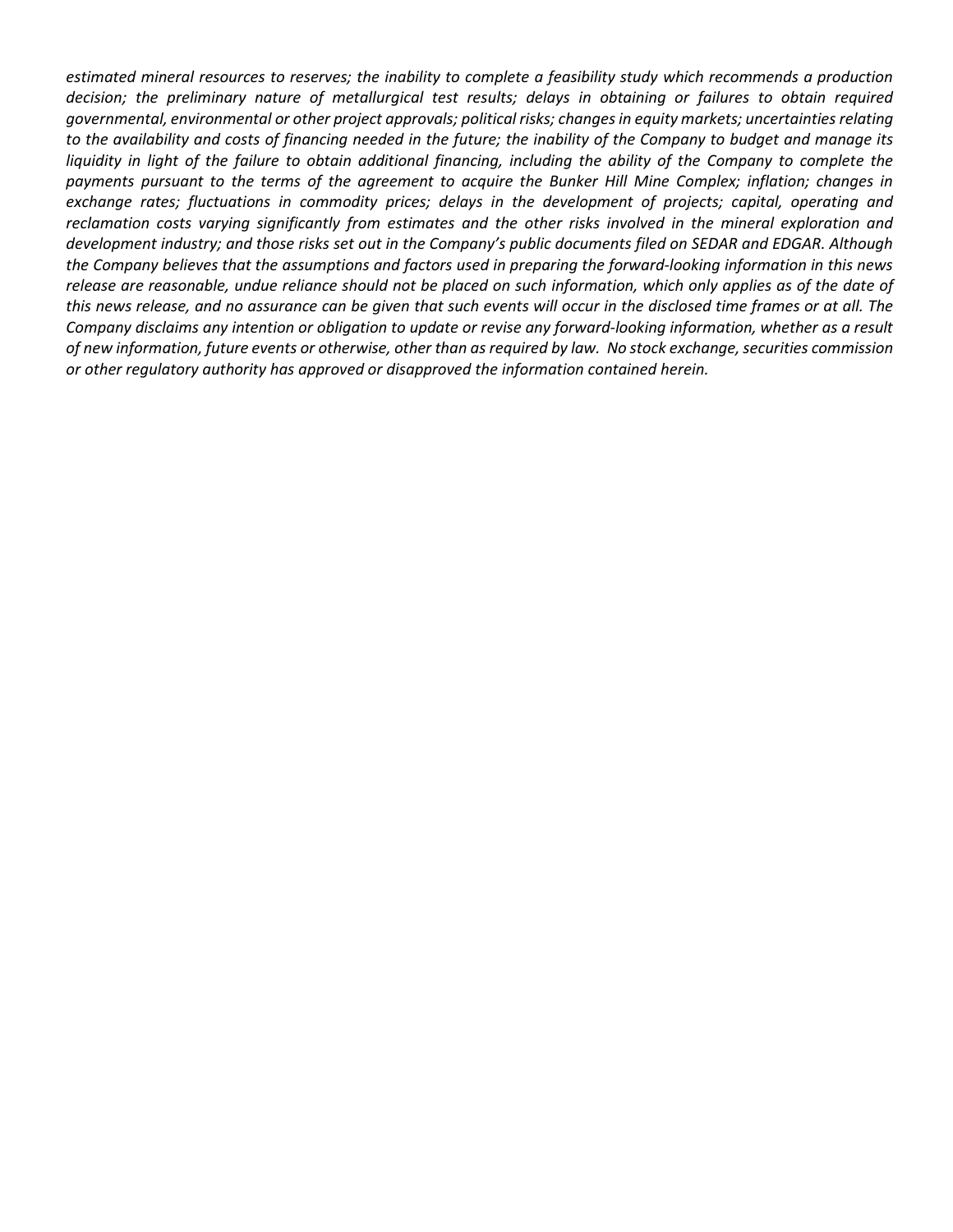*estimated mineral resources to reserves; the inability to complete a feasibility study which recommends a production decision; the preliminary nature of metallurgical test results; delays in obtaining or failures to obtain required governmental, environmental or other project approvals; political risks; changes in equity markets; uncertainties relating to the availability and costs of financing needed in the future; the inability of the Company to budget and manage its liquidity in light of the failure to obtain additional financing, including the ability of the Company to complete the payments pursuant to the terms of the agreement to acquire the Bunker Hill Mine Complex; inflation; changes in exchange rates; fluctuations in commodity prices; delays in the development of projects; capital, operating and reclamation costs varying significantly from estimates and the other risks involved in the mineral exploration and development industry; and those risks set out in the Company's public documents filed on SEDAR and EDGAR. Although the Company believes that the assumptions and factors used in preparing the forward-looking information in this news release are reasonable, undue reliance should not be placed on such information, which only applies as of the date of this news release, and no assurance can be given that such events will occur in the disclosed time frames or at all. The Company disclaims any intention or obligation to update or revise any forward-looking information, whether as a result of new information, future events or otherwise, other than as required by law. No stock exchange, securities commission or other regulatory authority has approved or disapproved the information contained herein.*